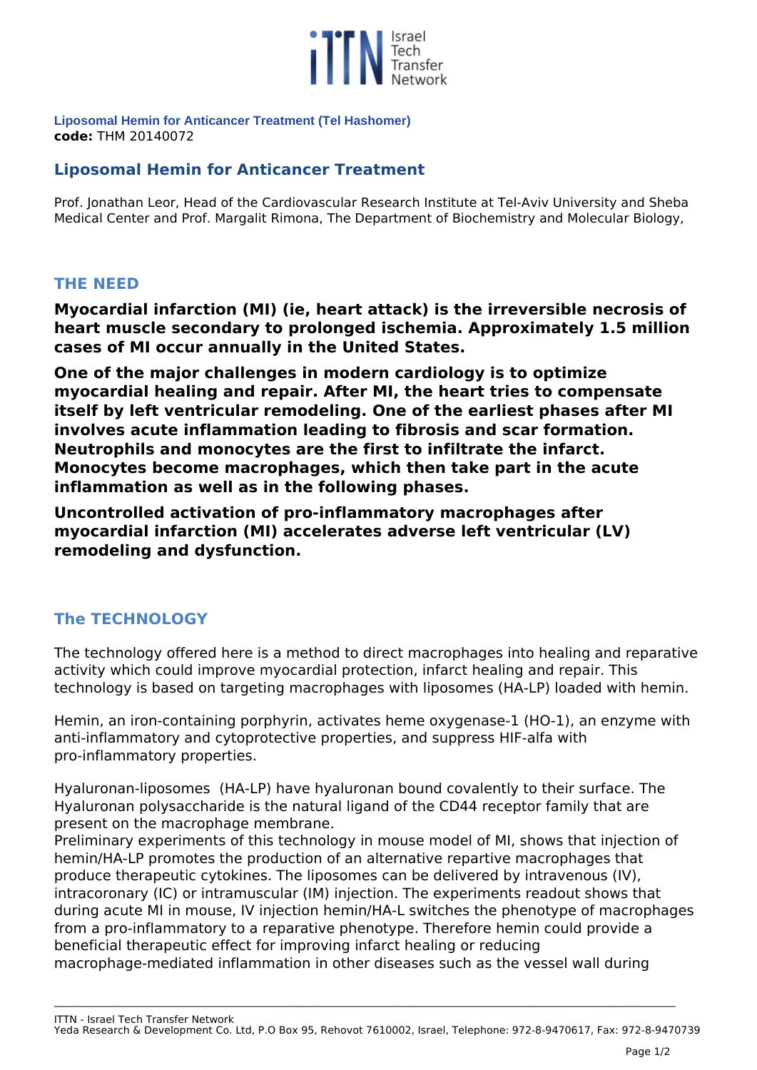**Liposomal Hemin for Anticancer Treatment (Tel Hashomer)**
**code:** THM 20140072

## Liposomal Hemin for Anticancer Treatment

Prof. Jonathan Leor, Head of the Cardiovascular Research Institute at Tel-Aviv University and Sheba Medical Center and Prof. Margalit Rimona, The Department of Biochemistry and Molecular Biology,

### THE NEED

**Myocardial infarction (MI) (ie, heart attack) is the irreversible necrosis of heart muscle secondary to prolonged ischemia. Approximately 1.5 million cases of MI occur annually in the United States.**

**One of the major challenges in modern cardiology is to optimize myocardial healing and repair. After MI, the heart tries to compensate itself by left ventricular remodeling. One of the earliest phases after MI involves acute inflammation leading to fibrosis and scar formation. Neutrophils and monocytes are the first to infiltrate the infarct. Monocytes become macrophages, which then take part in the acute inflammation as well as in the following phases.**

**Uncontrolled activation of pro-inflammatory macrophages after myocardial infarction (MI) accelerates adverse left ventricular (LV) remodeling and dysfunction.**

### The TECHNOLOGY

The technology offered here is a method to direct macrophages into healing and reparative activity which could improve myocardial protection, infarct healing and repair. This technology is based on targeting macrophages with liposomes (HA-LP) loaded with hemin.

Hemin, an iron-containing porphyrin, activates heme oxygenase-1 (HO-1), an enzyme with anti-inflammatory and cytoprotective properties, and suppress HIF-alfa with pro-inflammatory properties.

Hyaluronan-liposomes (HA-LP) have hyaluronan bound covalently to their surface. The Hyaluronan polysaccharide is the natural ligand of the CD44 receptor family that are present on the macrophage membrane.
Preliminary experiments of this technology in mouse model of MI, shows that injection of hemin/HA-LP promotes the production of an alternative repartive macrophages that produce therapeutic cytokines. The liposomes can be delivered by intravenous (IV), intracoronary (IC) or intramuscular (IM) injection. The experiments readout shows that during acute MI in mouse, IV injection hemin/HA-L switches the phenotype of macrophages from a pro-inflammatory to a reparative phenotype. Therefore hemin could provide a beneficial therapeutic effect for improving infarct healing or reducing macrophage-mediated inflammation in other diseases such as the vessel wall during

ITTN - Israel Tech Transfer Network
Yeda Research & Development Co. Ltd, P.O Box 95, Rehovot 7610002, Israel, Telephone: 972-8-9470617, Fax: 972-8-9470739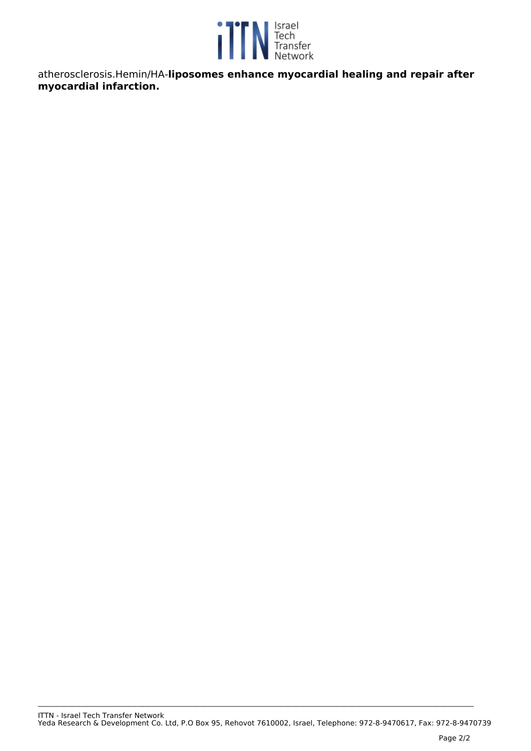atherosclerosis.Hemin/HA-**liposomes enhance myocardial healing and repair after myocardial infarction.**